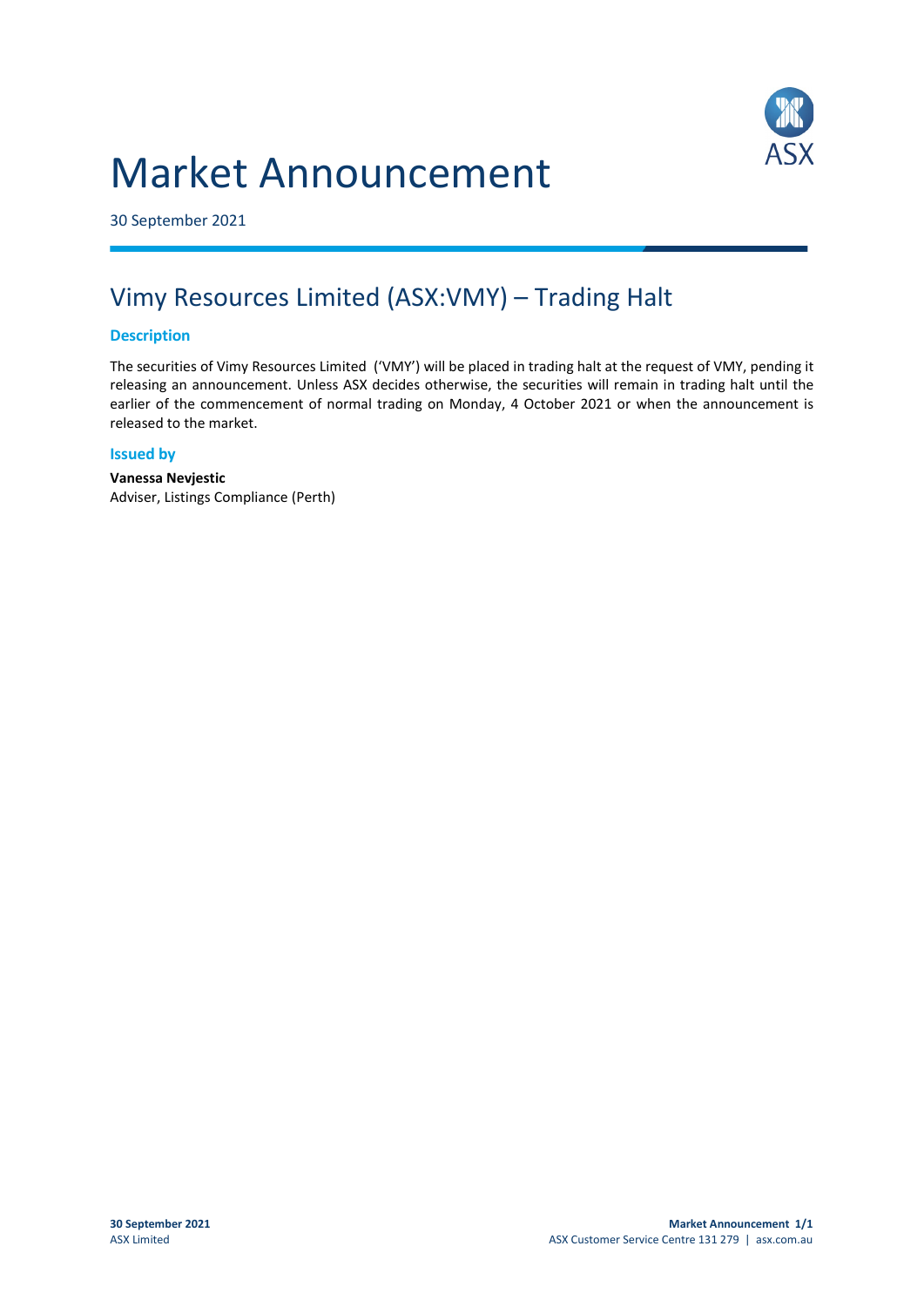# Market Announcement

30 September 2021

## Vimy Resources Limited (ASX:VMY) – Trading Halt

### Description

The securities of Vimy Resources Limited ('VMY') will be placed in trading halt at the request of VMY, pending it releasing an announcement. Unless ASX decides otherwise, the securities will remain in trading halt until the earlier of the commencement of normal trading on Monday, 4 October 2021 or when the announcement is released to the market.

### Issued by

**Vanessa Nevjestic**
Adviser, Listings Compliance (Perth)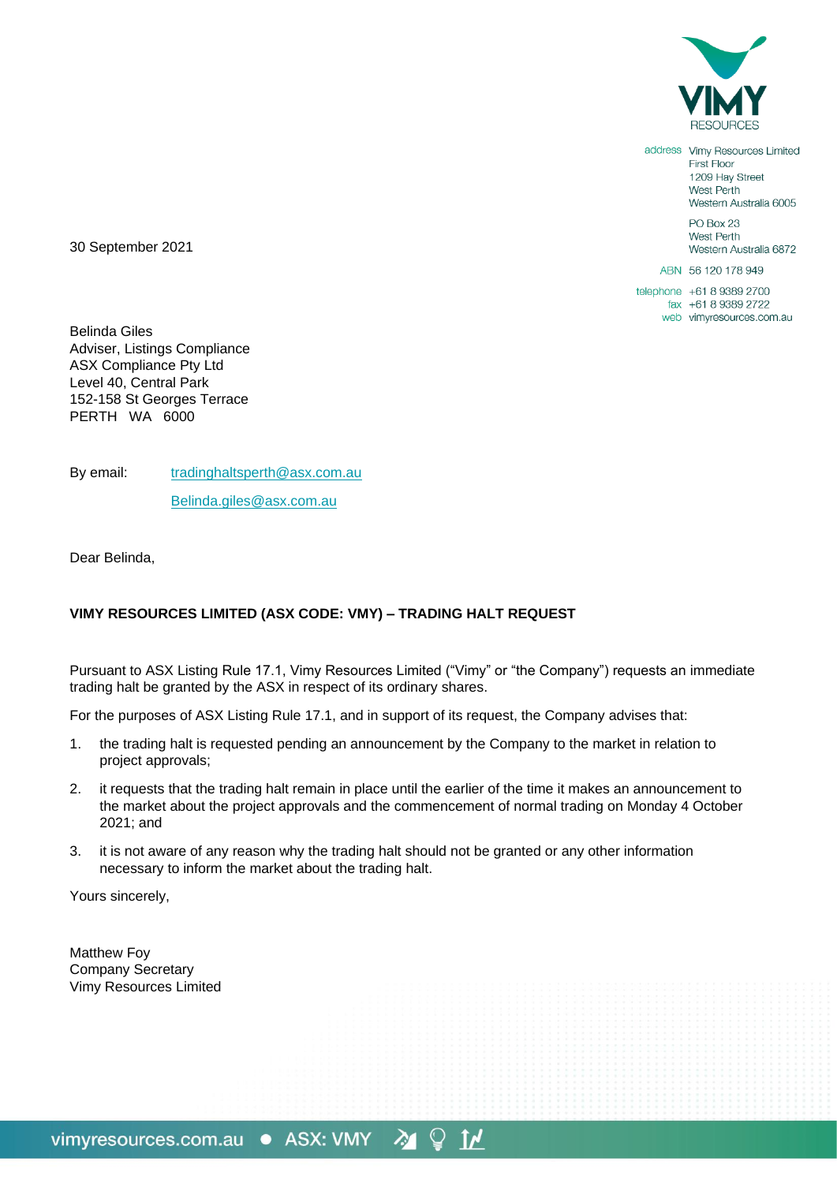address Vimy Resources Limited
First Floor
1209 Hay Street
West Perth
Western Australia 6005

PO Box 23
West Perth
Western Australia 6872

ABN 56 120 178 949

telephone +61 8 9389 2700
fax +61 8 9389 2722
web vimyresources.com.au

30 September 2021

Belinda Giles
Adviser, Listings Compliance
ASX Compliance Pty Ltd
Level 40, Central Park
152-158 St Georges Terrace
PERTH WA 6000

By email: tradinghaltsperth@asx.com.au

Belinda.giles@asx.com.au

Dear Belinda,

**VIMY RESOURCES LIMITED (ASX CODE: VMY) – TRADING HALT REQUEST**

Pursuant to ASX Listing Rule 17.1, Vimy Resources Limited ("Vimy" or "the Company") requests an immediate trading halt be granted by the ASX in respect of its ordinary shares.

For the purposes of ASX Listing Rule 17.1, and in support of its request, the Company advises that:

1. the trading halt is requested pending an announcement by the Company to the market in relation to project approvals;
2. it requests that the trading halt remain in place until the earlier of the time it makes an announcement to the market about the project approvals and the commencement of normal trading on Monday 4 October 2021; and
3. it is not aware of any reason why the trading halt should not be granted or any other information necessary to inform the market about the trading halt.

Yours sincerely,

Matthew Foy
Company Secretary
Vimy Resources Limited

vimyresources.com.au • ASX: VMY